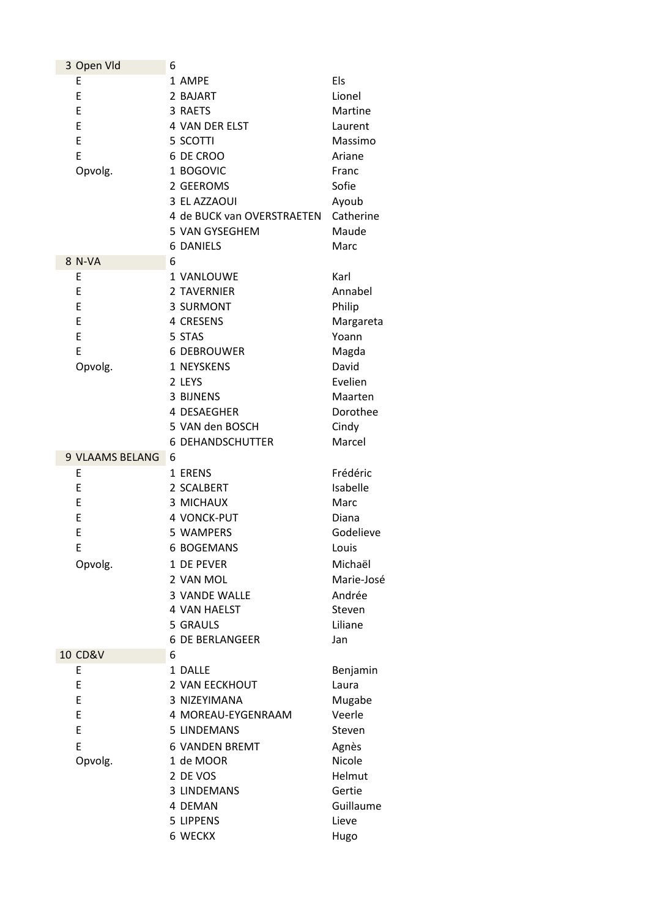| | | | |
|---|---|---|---|
| 3 | Open Vld | 6 | |
| | E | 1 AMPE | Els |
| | E | 2 BAJART | Lionel |
| | E | 3 RAETS | Martine |
| | E | 4 VAN DER ELST | Laurent |
| | E | 5 SCOTTI | Massimo |
| | E | 6 DE CROO | Ariane |
| | Opvolg. | 1 BOGOVIC | Franc |
| | | 2 GEEROMS | Sofie |
| | | 3 EL AZZAOUI | Ayoub |
| | | 4 de BUCK van OVERSTRAETEN | Catherine |
| | | 5 VAN GYSEGHEM | Maude |
| | | 6 DANIELS | Marc |
| 8 | N-VA | 6 | |
| | E | 1 VANLOUWE | Karl |
| | E | 2 TAVERNIER | Annabel |
| | E | 3 SURMONT | Philip |
| | E | 4 CRESENS | Margareta |
| | E | 5 STAS | Yoann |
| | E | 6 DEBROUWER | Magda |
| | Opvolg. | 1 NEYSKENS | David |
| | | 2 LEYS | Evelien |
| | | 3 BIJNENS | Maarten |
| | | 4 DESAEGHER | Dorothee |
| | | 5 VAN den BOSCH | Cindy |
| | | 6 DEHANDSCHUTTER | Marcel |
| 9 | VLAAMS BELANG | 6 | |
| | E | 1 ERENS | Frédéric |
| | E | 2 SCALBERT | Isabelle |
| | E | 3 MICHAUX | Marc |
| | E | 4 VONCK-PUT | Diana |
| | E | 5 WAMPERS | Godelieve |
| | E | 6 BOGEMANS | Louis |
| | Opvolg. | 1 DE PEVER | Michaël |
| | | 2 VAN MOL | Marie-José |
| | | 3 VANDE WALLE | Andrée |
| | | 4 VAN HAELST | Steven |
| | | 5 GRAULS | Liliane |
| | | 6 DE BERLANGEER | Jan |
| 10 | CD&V | 6 | |
| | E | 1 DALLE | Benjamin |
| | E | 2 VAN EECKHOUT | Laura |
| | E | 3 NIZEYIMANA | Mugabe |
| | E | 4 MOREAU-EYGENRAAM | Veerle |
| | E | 5 LINDEMANS | Steven |
| | E | 6 VANDEN BREMT | Agnès |
| | Opvolg. | 1 de MOOR | Nicole |
| | | 2 DE VOS | Helmut |
| | | 3 LINDEMANS | Gertie |
| | | 4 DEMAN | Guillaume |
| | | 5 LIPPENS | Lieve |
| | | 6 WECKX | Hugo |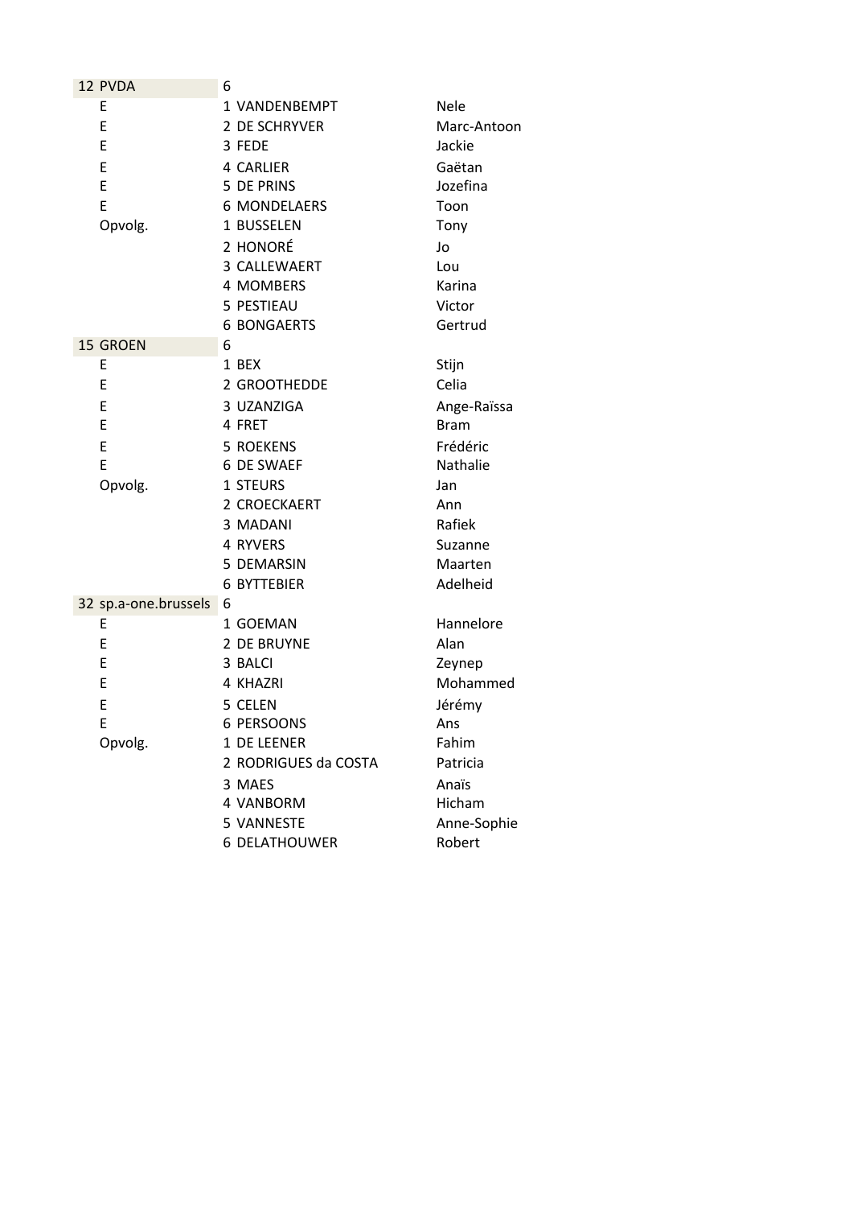| | | | |
|---|---|---|---|
| 12 PVDA | 6 | | |
| E | 1 | VANDENBEMPT | Nele |
| E | 2 | DE SCHRYVER | Marc-Antoon |
| E | 3 | FEDE | Jackie |
| E | 4 | CARLIER | Gaëtan |
| E | 5 | DE PRINS | Jozefina |
| E | 6 | MONDELAERS | Toon |
| Opvolg. | 1 | BUSSELEN | Tony |
| | 2 | HONORÉ | Jo |
| | 3 | CALLEWAERT | Lou |
| | 4 | MOMBERS | Karina |
| | 5 | PESTIEAU | Victor |
| | 6 | BONGAERTS | Gertrud |
| 15 GROEN | 6 | | |
| E | 1 | BEX | Stijn |
| E | 2 | GROOTHEDDE | Celia |
| E | 3 | UZANZIGA | Ange-Raïssa |
| E | 4 | FRET | Bram |
| E | 5 | ROEKENS | Frédéric |
| E | 6 | DE SWAEF | Nathalie |
| Opvolg. | 1 | STEURS | Jan |
| | 2 | CROECKAERT | Ann |
| | 3 | MADANI | Rafiek |
| | 4 | RYVERS | Suzanne |
| | 5 | DEMARSIN | Maarten |
| | 6 | BYTTEBIER | Adelheid |
| 32 sp.a-one.brussels | 6 | | |
| E | 1 | GOEMAN | Hannelore |
| E | 2 | DE BRUYNE | Alan |
| E | 3 | BALCI | Zeynep |
| E | 4 | KHAZRI | Mohammed |
| E | 5 | CELEN | Jérémy |
| E | 6 | PERSOONS | Ans |
| Opvolg. | 1 | DE LEENER | Fahim |
| | 2 | RODRIGUES da COSTA | Patricia |
| | 3 | MAES | Anaïs |
| | 4 | VANBORM | Hicham |
| | 5 | VANNESTE | Anne-Sophie |
| | 6 | DELATHOUWER | Robert |